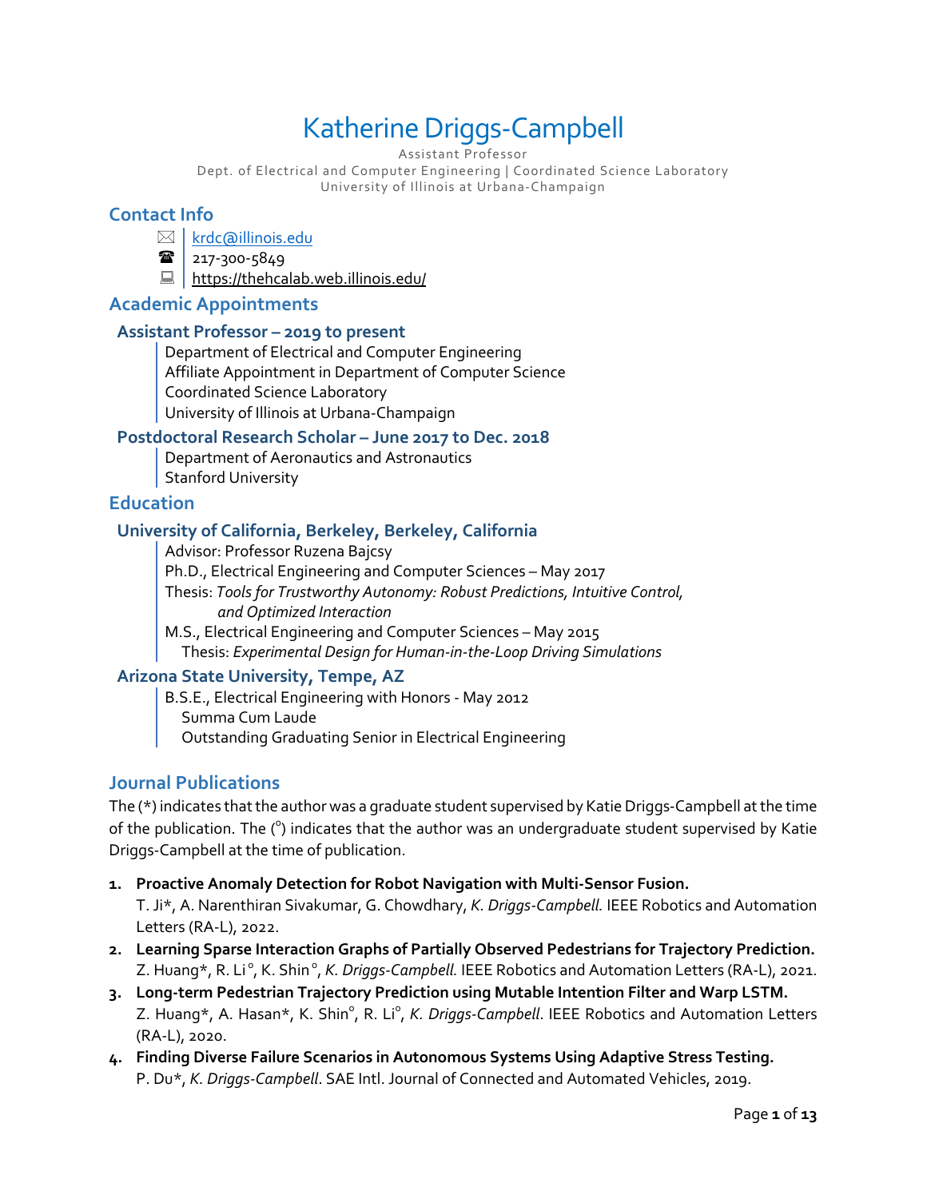# Katherine Driggs-Campbell

Assistant Professor
Dept. of Electrical and Computer Engineering | Coordinated Science Laboratory
University of Illinois at Urbana-Champaign

## Contact Info

- ✉ | krdc@illinois.edu
- ☎ | 217-300-5849
- 💻 | https://thehcalab.web.illinois.edu/

## Academic Appointments

### Assistant Professor – 2019 to present

Department of Electrical and Computer Engineering
Affiliate Appointment in Department of Computer Science
Coordinated Science Laboratory
University of Illinois at Urbana-Champaign

### Postdoctoral Research Scholar – June 2017 to Dec. 2018

Department of Aeronautics and Astronautics
Stanford University

## Education

### University of California, Berkeley, Berkeley, California

Advisor: Professor Ruzena Bajcsy
Ph.D., Electrical Engineering and Computer Sciences – May 2017
Thesis: *Tools for Trustworthy Autonomy: Robust Predictions, Intuitive Control, and Optimized Interaction*
M.S., Electrical Engineering and Computer Sciences – May 2015
Thesis: *Experimental Design for Human-in-the-Loop Driving Simulations*

### Arizona State University, Tempe, AZ

B.S.E., Electrical Engineering with Honors - May 2012
Summa Cum Laude
Outstanding Graduating Senior in Electrical Engineering

## Journal Publications

The (*) indicates that the author was a graduate student supervised by Katie Driggs-Campbell at the time of the publication. The (°) indicates that the author was an undergraduate student supervised by Katie Driggs-Campbell at the time of publication.

1. **Proactive Anomaly Detection for Robot Navigation with Multi-Sensor Fusion.**
   T. Ji*, A. Narenthiran Sivakumar, G. Chowdhary, *K. Driggs-Campbell.* IEEE Robotics and Automation Letters (RA-L), 2022.
2. **Learning Sparse Interaction Graphs of Partially Observed Pedestrians for Trajectory Prediction.**
   Z. Huang*, R. Li°, K. Shin°, *K. Driggs-Campbell.* IEEE Robotics and Automation Letters (RA-L), 2021.
3. **Long-term Pedestrian Trajectory Prediction using Mutable Intention Filter and Warp LSTM.**
   Z. Huang*, A. Hasan*, K. Shin°, R. Li°, *K. Driggs-Campbell*. IEEE Robotics and Automation Letters (RA-L), 2020.
4. **Finding Diverse Failure Scenarios in Autonomous Systems Using Adaptive Stress Testing.**
   P. Du*, *K. Driggs-Campbell*. SAE Intl. Journal of Connected and Automated Vehicles, 2019.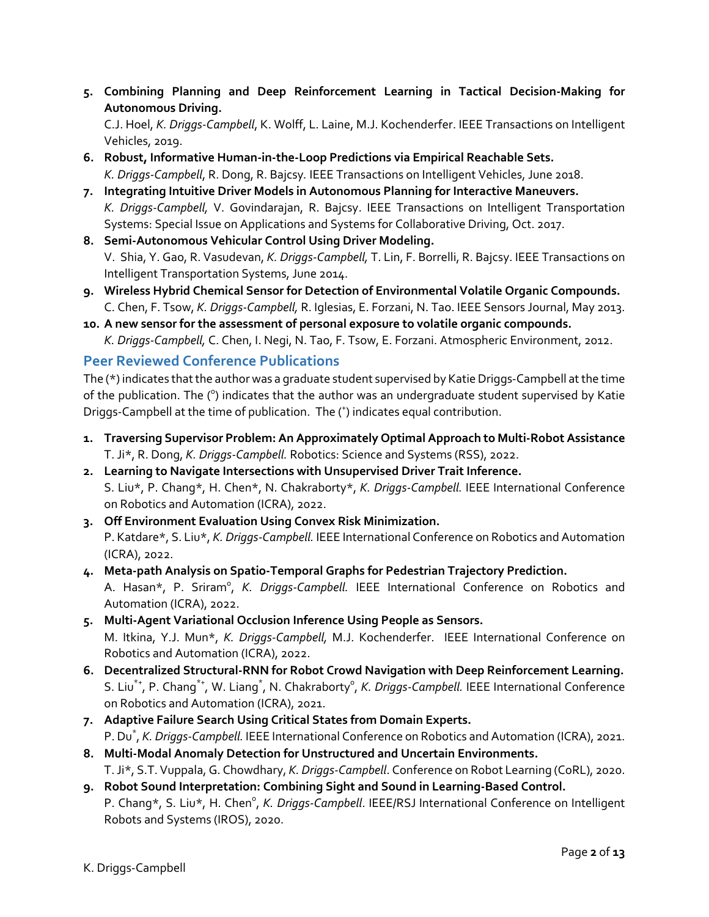5. **Combining Planning and Deep Reinforcement Learning in Tactical Decision-Making for Autonomous Driving.**
   C.J. Hoel, *K. Driggs-Campbell*, K. Wolff, L. Laine, M.J. Kochenderfer. IEEE Transactions on Intelligent Vehicles, 2019.
6. **Robust, Informative Human-in-the-Loop Predictions via Empirical Reachable Sets.**
   *K. Driggs-Campbell*, R. Dong, R. Bajcsy. IEEE Transactions on Intelligent Vehicles, June 2018.
7. **Integrating Intuitive Driver Models in Autonomous Planning for Interactive Maneuvers.**
   *K. Driggs-Campbell,* V. Govindarajan, R. Bajcsy. IEEE Transactions on Intelligent Transportation Systems: Special Issue on Applications and Systems for Collaborative Driving, Oct. 2017.
8. **Semi-Autonomous Vehicular Control Using Driver Modeling.**
   V. Shia, Y. Gao, R. Vasudevan, *K. Driggs-Campbell,* T. Lin, F. Borrelli, R. Bajcsy. IEEE Transactions on Intelligent Transportation Systems, June 2014.
9. **Wireless Hybrid Chemical Sensor for Detection of Environmental Volatile Organic Compounds.**
   C. Chen, F. Tsow, *K. Driggs-Campbell,* R. Iglesias, E. Forzani, N. Tao. IEEE Sensors Journal, May 2013.
10. **A new sensor for the assessment of personal exposure to volatile organic compounds.**
    *K. Driggs-Campbell,* C. Chen, I. Negi, N. Tao, F. Tsow, E. Forzani. Atmospheric Environment, 2012.

## Peer Reviewed Conference Publications

The (*) indicates that the author was a graduate student supervised by Katie Driggs-Campbell at the time of the publication. The (°) indicates that the author was an undergraduate student supervised by Katie Driggs-Campbell at the time of publication. The (+) indicates equal contribution.

1. **Traversing Supervisor Problem: An Approximately Optimal Approach to Multi-Robot Assistance**
   T. Ji*, R. Dong, *K. Driggs-Campbell.* Robotics: Science and Systems (RSS), 2022.
2. **Learning to Navigate Intersections with Unsupervised Driver Trait Inference.**
   S. Liu*, P. Chang*, H. Chen*, N. Chakraborty*, *K. Driggs-Campbell.* IEEE International Conference on Robotics and Automation (ICRA), 2022.
3. **Off Environment Evaluation Using Convex Risk Minimization.**
   P. Katdare*, S. Liu*, *K. Driggs-Campbell.* IEEE International Conference on Robotics and Automation (ICRA), 2022.
4. **Meta-path Analysis on Spatio-Temporal Graphs for Pedestrian Trajectory Prediction.**
   A. Hasan*, P. Sriram°, *K. Driggs-Campbell.* IEEE International Conference on Robotics and Automation (ICRA), 2022.
5. **Multi-Agent Variational Occlusion Inference Using People as Sensors.**
   M. Itkina, Y.J. Mun*, *K. Driggs-Campbell,* M.J. Kochenderfer. IEEE International Conference on Robotics and Automation (ICRA), 2022.
6. **Decentralized Structural-RNN for Robot Crowd Navigation with Deep Reinforcement Learning.**
   S. Liu*+, P. Chang*+, W. Liang*, N. Chakraborty°, *K. Driggs-Campbell.* IEEE International Conference on Robotics and Automation (ICRA), 2021.
7. **Adaptive Failure Search Using Critical States from Domain Experts.**
   P. Du*, *K. Driggs-Campbell.* IEEE International Conference on Robotics and Automation (ICRA), 2021.
8. **Multi-Modal Anomaly Detection for Unstructured and Uncertain Environments.**
   T. Ji*, S.T. Vuppala, G. Chowdhary, *K. Driggs-Campbell*. Conference on Robot Learning (CoRL), 2020.
9. **Robot Sound Interpretation: Combining Sight and Sound in Learning-Based Control.**
   P. Chang*, S. Liu*, H. Chen°, *K. Driggs-Campbell*. IEEE/RSJ International Conference on Intelligent Robots and Systems (IROS), 2020.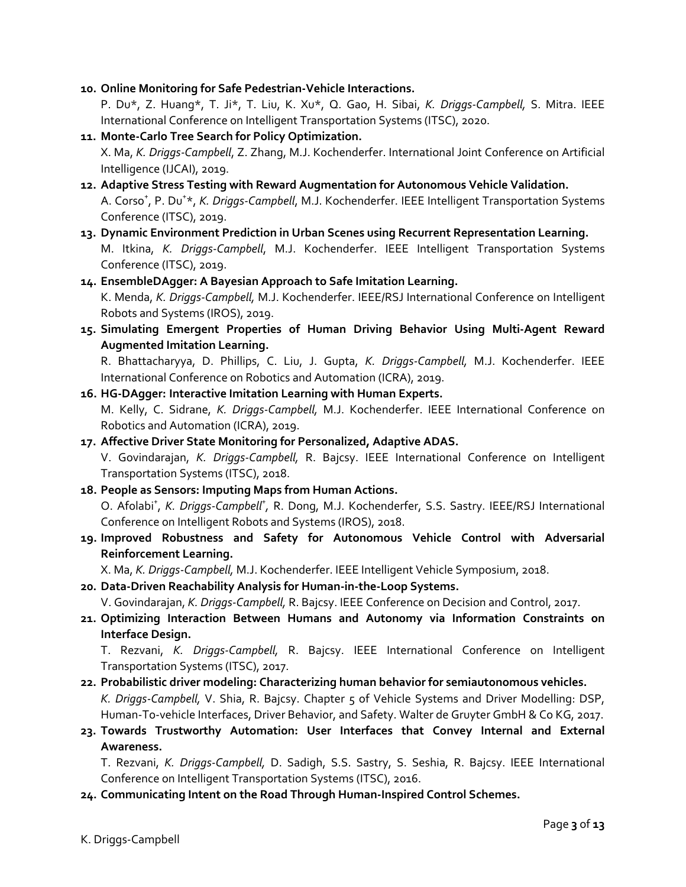10. **Online Monitoring for Safe Pedestrian-Vehicle Interactions.**
    P. Du*, Z. Huang*, T. Ji*, T. Liu, K. Xu*, Q. Gao, H. Sibai, *K. Driggs-Campbell*, S. Mitra. IEEE International Conference on Intelligent Transportation Systems (ITSC), 2020.
11. **Monte-Carlo Tree Search for Policy Optimization.**
    X. Ma, *K. Driggs-Campbell*, Z. Zhang, M.J. Kochenderfer. International Joint Conference on Artificial Intelligence (IJCAI), 2019.
12. **Adaptive Stress Testing with Reward Augmentation for Autonomous Vehicle Validation.**
    A. Corso[+], P. Du[+]*, *K. Driggs-Campbell*, M.J. Kochenderfer. IEEE Intelligent Transportation Systems Conference (ITSC), 2019.
13. **Dynamic Environment Prediction in Urban Scenes using Recurrent Representation Learning.**
    M. Itkina, *K. Driggs-Campbell*, M.J. Kochenderfer. IEEE Intelligent Transportation Systems Conference (ITSC), 2019.
14. **EnsembleDAgger: A Bayesian Approach to Safe Imitation Learning.**
    K. Menda, *K. Driggs-Campbell*, M.J. Kochenderfer. IEEE/RSJ International Conference on Intelligent Robots and Systems (IROS), 2019.
15. **Simulating Emergent Properties of Human Driving Behavior Using Multi-Agent Reward Augmented Imitation Learning.**
    R. Bhattacharyya, D. Phillips, C. Liu, J. Gupta, *K. Driggs-Campbell*, M.J. Kochenderfer. IEEE International Conference on Robotics and Automation (ICRA), 2019.
16. **HG-DAgger: Interactive Imitation Learning with Human Experts.**
    M. Kelly, C. Sidrane, *K. Driggs-Campbell*, M.J. Kochenderfer. IEEE International Conference on Robotics and Automation (ICRA), 2019.
17. **Affective Driver State Monitoring for Personalized, Adaptive ADAS.**
    V. Govindarajan, *K. Driggs-Campbell*, R. Bajcsy. IEEE International Conference on Intelligent Transportation Systems (ITSC), 2018.
18. **People as Sensors: Imputing Maps from Human Actions.**
    O. Afolabi[+], *K. Driggs-Campbell*[+], R. Dong, M.J. Kochenderfer, S.S. Sastry. IEEE/RSJ International Conference on Intelligent Robots and Systems (IROS), 2018.
19. **Improved Robustness and Safety for Autonomous Vehicle Control with Adversarial Reinforcement Learning.**
    X. Ma, *K. Driggs-Campbell*, M.J. Kochenderfer. IEEE Intelligent Vehicle Symposium, 2018.
20. **Data-Driven Reachability Analysis for Human-in-the-Loop Systems.**
    V. Govindarajan, *K. Driggs-Campbell*, R. Bajcsy. IEEE Conference on Decision and Control, 2017.
21. **Optimizing Interaction Between Humans and Autonomy via Information Constraints on Interface Design.**
    T. Rezvani, *K. Driggs-Campbell*, R. Bajcsy. IEEE International Conference on Intelligent Transportation Systems (ITSC), 2017.
22. **Probabilistic driver modeling: Characterizing human behavior for semiautonomous vehicles.**
    *K. Driggs-Campbell*, V. Shia, R. Bajcsy. Chapter 5 of Vehicle Systems and Driver Modelling: DSP, Human-To-vehicle Interfaces, Driver Behavior, and Safety. Walter de Gruyter GmbH & Co KG, 2017.
23. **Towards Trustworthy Automation: User Interfaces that Convey Internal and External Awareness.**
    T. Rezvani, *K. Driggs-Campbell*, D. Sadigh, S.S. Sastry, S. Seshia, R. Bajcsy. IEEE International Conference on Intelligent Transportation Systems (ITSC), 2016.
24. **Communicating Intent on the Road Through Human-Inspired Control Schemes.**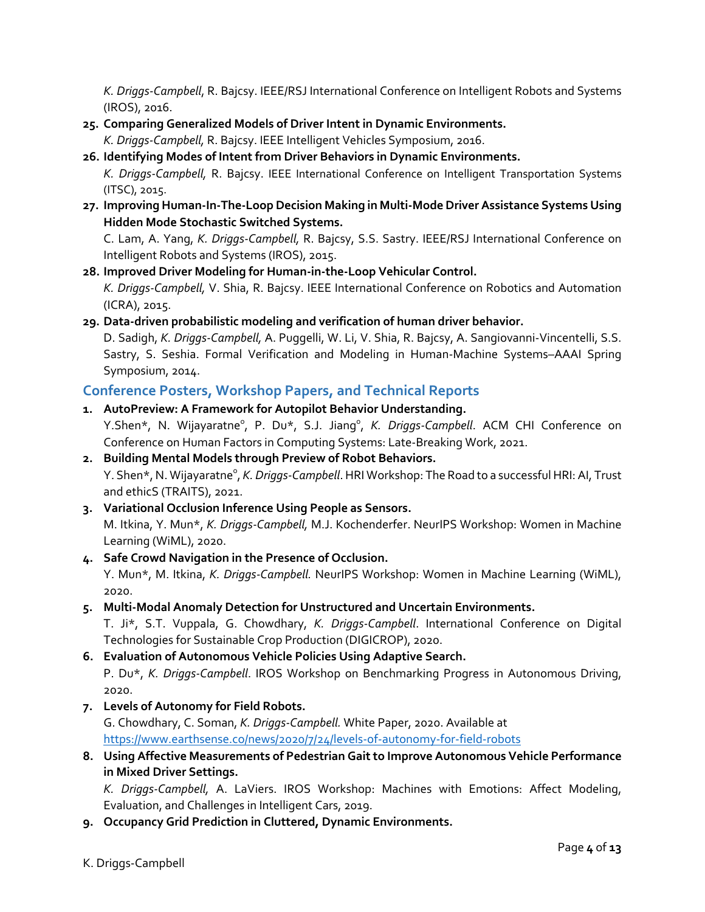*K. Driggs-Campbell*, R. Bajcsy. IEEE/RSJ International Conference on Intelligent Robots and Systems (IROS), 2016.

25. **Comparing Generalized Models of Driver Intent in Dynamic Environments.**
    *K. Driggs-Campbell,* R. Bajcsy. IEEE Intelligent Vehicles Symposium, 2016.
26. **Identifying Modes of Intent from Driver Behaviors in Dynamic Environments.**
    *K. Driggs-Campbell,* R. Bajcsy. IEEE International Conference on Intelligent Transportation Systems (ITSC), 2015.
27. **Improving Human-In-The-Loop Decision Making in Multi-Mode Driver Assistance Systems Using Hidden Mode Stochastic Switched Systems.**
    C. Lam, A. Yang, *K. Driggs-Campbell,* R. Bajcsy, S.S. Sastry. IEEE/RSJ International Conference on Intelligent Robots and Systems (IROS), 2015.
28. **Improved Driver Modeling for Human-in-the-Loop Vehicular Control.**
    *K. Driggs-Campbell*, V. Shia, R. Bajcsy. IEEE International Conference on Robotics and Automation (ICRA), 2015.
29. **Data-driven probabilistic modeling and verification of human driver behavior.**
    D. Sadigh, *K. Driggs-Campbell,* A. Puggelli, W. Li, V. Shia, R. Bajcsy, A. Sangiovanni-Vincentelli, S.S. Sastry, S. Seshia. Formal Verification and Modeling in Human-Machine Systems–AAAI Spring Symposium, 2014.

## Conference Posters, Workshop Papers, and Technical Reports

1. **AutoPreview: A Framework for Autopilot Behavior Understanding.**
   Y.Shen*, N. Wijayaratne°, P. Du*, S.J. Jiang°, *K. Driggs-Campbell*. ACM CHI Conference on Conference on Human Factors in Computing Systems: Late-Breaking Work, 2021.
2. **Building Mental Models through Preview of Robot Behaviors.**
   Y. Shen*, N. Wijayaratne°, *K. Driggs-Campbell*. HRI Workshop: The Road to a successful HRI: AI, Trust and ethicS (TRAITS), 2021.
3. **Variational Occlusion Inference Using People as Sensors.**
   M. Itkina, Y. Mun*, *K. Driggs-Campbell,* M.J. Kochenderfer. NeurIPS Workshop: Women in Machine Learning (WiML), 2020.
4. **Safe Crowd Navigation in the Presence of Occlusion.**
   Y. Mun*, M. Itkina, *K. Driggs-Campbell.* NeurIPS Workshop: Women in Machine Learning (WiML), 2020.
5. **Multi-Modal Anomaly Detection for Unstructured and Uncertain Environments.**
   T. Ji*, S.T. Vuppala, G. Chowdhary, *K. Driggs-Campbell*. International Conference on Digital Technologies for Sustainable Crop Production (DIGICROP), 2020.
6. **Evaluation of Autonomous Vehicle Policies Using Adaptive Search.**
   P. Du*, *K. Driggs-Campbell*. IROS Workshop on Benchmarking Progress in Autonomous Driving, 2020.
7. **Levels of Autonomy for Field Robots.**
   G. Chowdhary, C. Soman, *K. Driggs-Campbell.* White Paper, 2020. Available at https://www.earthsense.co/news/2020/7/24/levels-of-autonomy-for-field-robots
8. **Using Affective Measurements of Pedestrian Gait to Improve Autonomous Vehicle Performance in Mixed Driver Settings.**
   *K. Driggs-Campbell,* A. LaViers. IROS Workshop: Machines with Emotions: Affect Modeling, Evaluation, and Challenges in Intelligent Cars, 2019.
9. **Occupancy Grid Prediction in Cluttered, Dynamic Environments.**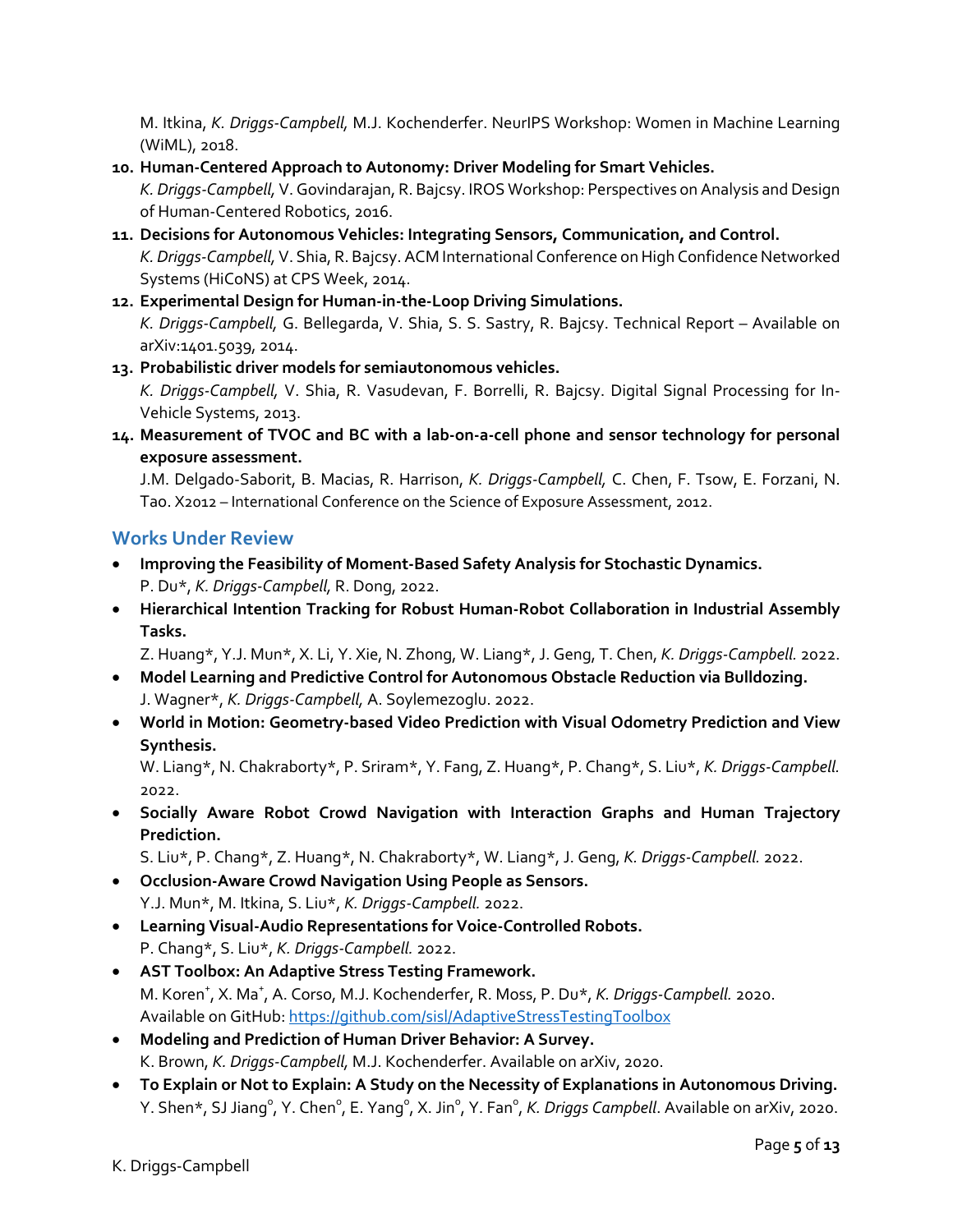M. Itkina, *K. Driggs-Campbell,* M.J. Kochenderfer. NeurIPS Workshop: Women in Machine Learning (WiML), 2018.

10. **Human-Centered Approach to Autonomy: Driver Modeling for Smart Vehicles.**
    *K. Driggs-Campbell,* V. Govindarajan, R. Bajcsy. IROS Workshop: Perspectives on Analysis and Design of Human-Centered Robotics, 2016.
11. **Decisions for Autonomous Vehicles: Integrating Sensors, Communication, and Control.**
    *K. Driggs-Campbell,* V. Shia, R. Bajcsy. ACM International Conference on High Confidence Networked Systems (HiCoNS) at CPS Week, 2014.
12. **Experimental Design for Human-in-the-Loop Driving Simulations.**
    *K. Driggs-Campbell,* G. Bellegarda, V. Shia, S. S. Sastry, R. Bajcsy. Technical Report – Available on arXiv:1401.5039, 2014.
13. **Probabilistic driver models for semiautonomous vehicles.**
    *K. Driggs-Campbell,* V. Shia, R. Vasudevan, F. Borrelli, R. Bajcsy. Digital Signal Processing for In-Vehicle Systems, 2013.
14. **Measurement of TVOC and BC with a lab-on-a-cell phone and sensor technology for personal exposure assessment.**
    J.M. Delgado-Saborit, B. Macias, R. Harrison, *K. Driggs-Campbell,* C. Chen, F. Tsow, E. Forzani, N. Tao. X2012 – International Conference on the Science of Exposure Assessment, 2012.

## Works Under Review

- **Improving the Feasibility of Moment-Based Safety Analysis for Stochastic Dynamics.**
  P. Du*, *K. Driggs-Campbell,* R. Dong, 2022.
- **Hierarchical Intention Tracking for Robust Human-Robot Collaboration in Industrial Assembly Tasks.**
  Z. Huang*, Y.J. Mun*, X. Li, Y. Xie, N. Zhong, W. Liang*, J. Geng, T. Chen, *K. Driggs-Campbell.* 2022.
- **Model Learning and Predictive Control for Autonomous Obstacle Reduction via Bulldozing.**
  J. Wagner*, *K. Driggs-Campbell,* A. Soylemezoglu. 2022.
- **World in Motion: Geometry-based Video Prediction with Visual Odometry Prediction and View Synthesis.**
  W. Liang*, N. Chakraborty*, P. Sriram*, Y. Fang, Z. Huang*, P. Chang*, S. Liu*, *K. Driggs-Campbell.* 2022.
- **Socially Aware Robot Crowd Navigation with Interaction Graphs and Human Trajectory Prediction.**
  S. Liu*, P. Chang*, Z. Huang*, N. Chakraborty*, W. Liang*, J. Geng, *K. Driggs-Campbell.* 2022.
- **Occlusion-Aware Crowd Navigation Using People as Sensors.**
  Y.J. Mun*, M. Itkina, S. Liu*, *K. Driggs-Campbell.* 2022.
- **Learning Visual-Audio Representations for Voice-Controlled Robots.**
  P. Chang*, S. Liu*, *K. Driggs-Campbell.* 2022.
- **AST Toolbox: An Adaptive Stress Testing Framework.**
  M. Koren[+], X. Ma[+], A. Corso, M.J. Kochenderfer, R. Moss, P. Du*, *K. Driggs-Campbell.* 2020.
  Available on GitHub: https://github.com/sisl/AdaptiveStressTestingToolbox
- **Modeling and Prediction of Human Driver Behavior: A Survey.**
  K. Brown, *K. Driggs-Campbell,* M.J. Kochenderfer. Available on arXiv, 2020.
- **To Explain or Not to Explain: A Study on the Necessity of Explanations in Autonomous Driving.**
  Y. Shen*, SJ Jiang[o], Y. Chen[o], E. Yang[o], X. Jin[o], Y. Fan[o], *K. Driggs Campbell*. Available on arXiv, 2020.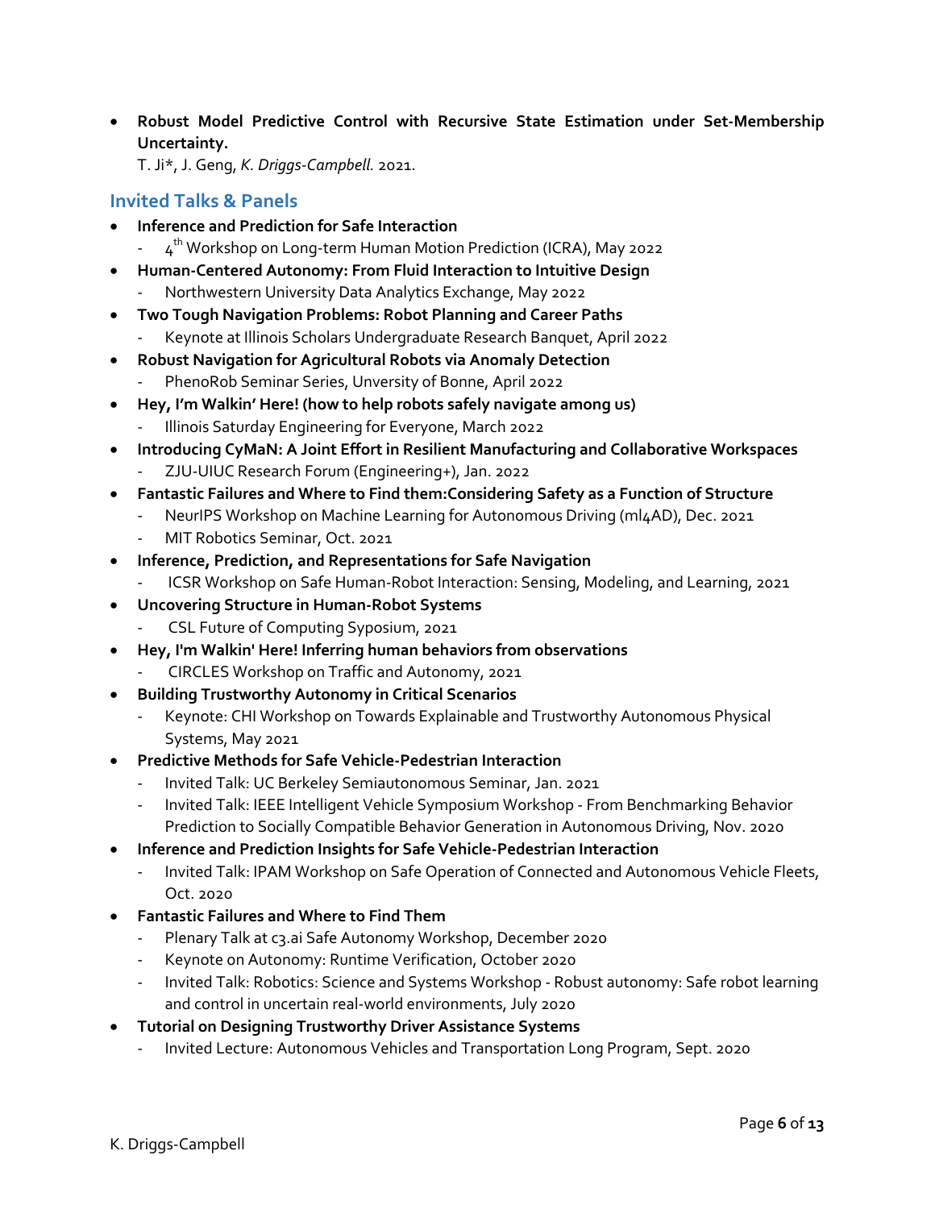- **Robust Model Predictive Control with Recursive State Estimation under Set-Membership Uncertainty.**
  T. Ji*, J. Geng, *K. Driggs-Campbell.* 2021.

## Invited Talks & Panels

- **Inference and Prediction for Safe Interaction**
  - 4th Workshop on Long-term Human Motion Prediction (ICRA), May 2022
- **Human-Centered Autonomy: From Fluid Interaction to Intuitive Design**
  - Northwestern University Data Analytics Exchange, May 2022
- **Two Tough Navigation Problems: Robot Planning and Career Paths**
  - Keynote at Illinois Scholars Undergraduate Research Banquet, April 2022
- **Robust Navigation for Agricultural Robots via Anomaly Detection**
  - PhenoRob Seminar Series, Unversity of Bonne, April 2022
- **Hey, I'm Walkin' Here! (how to help robots safely navigate among us)**
  - Illinois Saturday Engineering for Everyone, March 2022
- **Introducing CyMaN: A Joint Effort in Resilient Manufacturing and Collaborative Workspaces**
  - ZJU-UIUC Research Forum (Engineering+), Jan. 2022
- **Fantastic Failures and Where to Find them:Considering Safety as a Function of Structure**
  - NeurIPS Workshop on Machine Learning for Autonomous Driving (ml4AD), Dec. 2021
  - MIT Robotics Seminar, Oct. 2021
- **Inference, Prediction, and Representations for Safe Navigation**
  - ICSR Workshop on Safe Human-Robot Interaction: Sensing, Modeling, and Learning, 2021
- **Uncovering Structure in Human-Robot Systems**
  - CSL Future of Computing Syposium, 2021
- **Hey, I'm Walkin' Here! Inferring human behaviors from observations**
  - CIRCLES Workshop on Traffic and Autonomy, 2021
- **Building Trustworthy Autonomy in Critical Scenarios**
  - Keynote: CHI Workshop on Towards Explainable and Trustworthy Autonomous Physical Systems, May 2021
- **Predictive Methods for Safe Vehicle-Pedestrian Interaction**
  - Invited Talk: UC Berkeley Semiautonomous Seminar, Jan. 2021
  - Invited Talk: IEEE Intelligent Vehicle Symposium Workshop - From Benchmarking Behavior Prediction to Socially Compatible Behavior Generation in Autonomous Driving, Nov. 2020
- **Inference and Prediction Insights for Safe Vehicle-Pedestrian Interaction**
  - Invited Talk: IPAM Workshop on Safe Operation of Connected and Autonomous Vehicle Fleets, Oct. 2020
- **Fantastic Failures and Where to Find Them**
  - Plenary Talk at c3.ai Safe Autonomy Workshop, December 2020
  - Keynote on Autonomy: Runtime Verification, October 2020
  - Invited Talk: Robotics: Science and Systems Workshop - Robust autonomy: Safe robot learning and control in uncertain real-world environments, July 2020
- **Tutorial on Designing Trustworthy Driver Assistance Systems**
  - Invited Lecture: Autonomous Vehicles and Transportation Long Program, Sept. 2020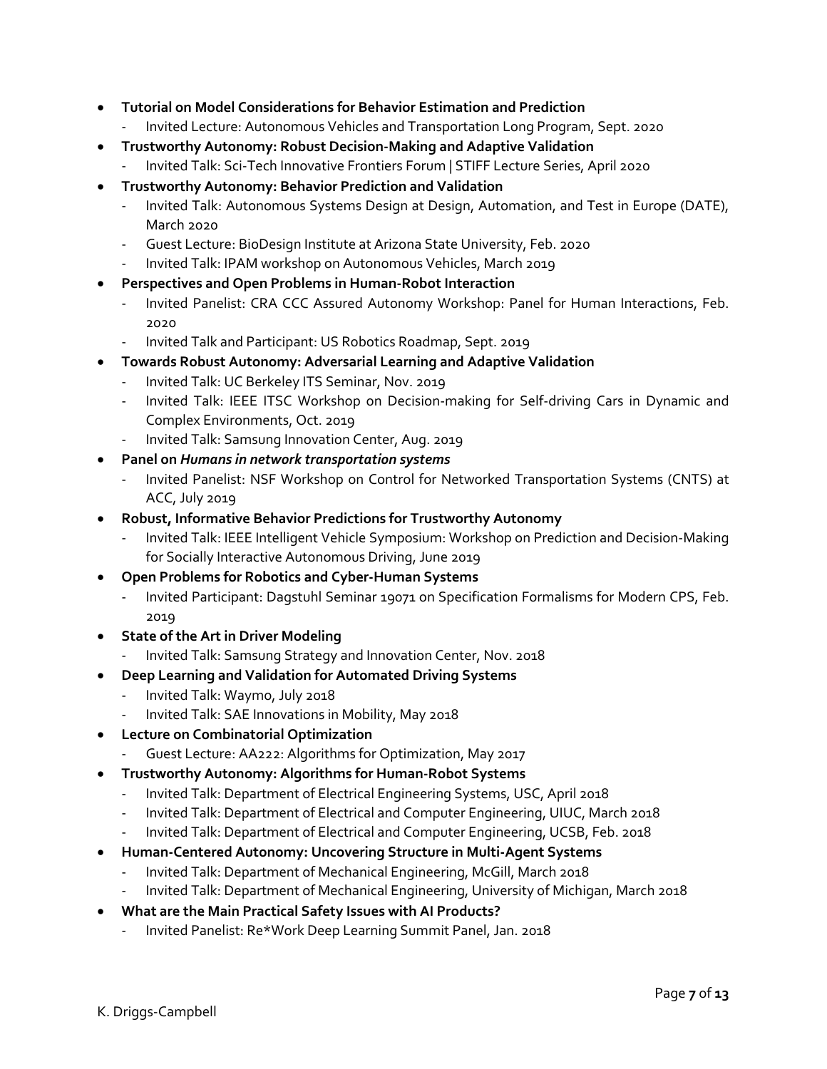- **Tutorial on Model Considerations for Behavior Estimation and Prediction**
  - Invited Lecture: Autonomous Vehicles and Transportation Long Program, Sept. 2020
- **Trustworthy Autonomy: Robust Decision-Making and Adaptive Validation**
  - Invited Talk: Sci-Tech Innovative Frontiers Forum | STIFF Lecture Series, April 2020
- **Trustworthy Autonomy: Behavior Prediction and Validation**
  - Invited Talk: Autonomous Systems Design at Design, Automation, and Test in Europe (DATE), March 2020
  - Guest Lecture: BioDesign Institute at Arizona State University, Feb. 2020
  - Invited Talk: IPAM workshop on Autonomous Vehicles, March 2019
- **Perspectives and Open Problems in Human-Robot Interaction**
  - Invited Panelist: CRA CCC Assured Autonomy Workshop: Panel for Human Interactions, Feb. 2020
  - Invited Talk and Participant: US Robotics Roadmap, Sept. 2019
- **Towards Robust Autonomy: Adversarial Learning and Adaptive Validation**
  - Invited Talk: UC Berkeley ITS Seminar, Nov. 2019
  - Invited Talk: IEEE ITSC Workshop on Decision-making for Self-driving Cars in Dynamic and Complex Environments, Oct. 2019
  - Invited Talk: Samsung Innovation Center, Aug. 2019
- **Panel on *Humans in network transportation systems***
  - Invited Panelist: NSF Workshop on Control for Networked Transportation Systems (CNTS) at ACC, July 2019
- **Robust, Informative Behavior Predictions for Trustworthy Autonomy**
  - Invited Talk: IEEE Intelligent Vehicle Symposium: Workshop on Prediction and Decision-Making for Socially Interactive Autonomous Driving, June 2019
- **Open Problems for Robotics and Cyber-Human Systems**
  - Invited Participant: Dagstuhl Seminar 19071 on Specification Formalisms for Modern CPS, Feb. 2019
- **State of the Art in Driver Modeling**
  - Invited Talk: Samsung Strategy and Innovation Center, Nov. 2018
- **Deep Learning and Validation for Automated Driving Systems**
  - Invited Talk: Waymo, July 2018
  - Invited Talk: SAE Innovations in Mobility, May 2018
- **Lecture on Combinatorial Optimization**
  - Guest Lecture: AA222: Algorithms for Optimization, May 2017
- **Trustworthy Autonomy: Algorithms for Human-Robot Systems**
  - Invited Talk: Department of Electrical Engineering Systems, USC, April 2018
  - Invited Talk: Department of Electrical and Computer Engineering, UIUC, March 2018
  - Invited Talk: Department of Electrical and Computer Engineering, UCSB, Feb. 2018
- **Human-Centered Autonomy: Uncovering Structure in Multi-Agent Systems**
  - Invited Talk: Department of Mechanical Engineering, McGill, March 2018
  - Invited Talk: Department of Mechanical Engineering, University of Michigan, March 2018
- **What are the Main Practical Safety Issues with AI Products?**
  - Invited Panelist: Re*Work Deep Learning Summit Panel, Jan. 2018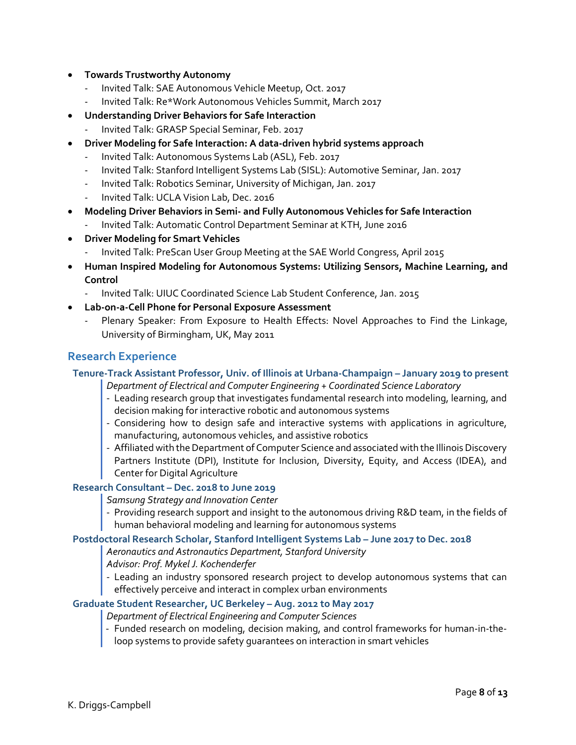- **Towards Trustworthy Autonomy**
  - Invited Talk: SAE Autonomous Vehicle Meetup, Oct. 2017
  - Invited Talk: Re*Work Autonomous Vehicles Summit, March 2017
- **Understanding Driver Behaviors for Safe Interaction**
  - Invited Talk: GRASP Special Seminar, Feb. 2017
- **Driver Modeling for Safe Interaction: A data-driven hybrid systems approach**
  - Invited Talk: Autonomous Systems Lab (ASL), Feb. 2017
  - Invited Talk: Stanford Intelligent Systems Lab (SISL): Automotive Seminar, Jan. 2017
  - Invited Talk: Robotics Seminar, University of Michigan, Jan. 2017
  - Invited Talk: UCLA Vision Lab, Dec. 2016
- **Modeling Driver Behaviors in Semi- and Fully Autonomous Vehicles for Safe Interaction**
  - Invited Talk: Automatic Control Department Seminar at KTH, June 2016
- **Driver Modeling for Smart Vehicles**
  - Invited Talk: PreScan User Group Meeting at the SAE World Congress, April 2015
- **Human Inspired Modeling for Autonomous Systems: Utilizing Sensors, Machine Learning, and Control**
  - Invited Talk: UIUC Coordinated Science Lab Student Conference, Jan. 2015
- **Lab-on-a-Cell Phone for Personal Exposure Assessment**
  - Plenary Speaker: From Exposure to Health Effects: Novel Approaches to Find the Linkage, University of Birmingham, UK, May 2011

## Research Experience

### Tenure-Track Assistant Professor, Univ. of Illinois at Urbana-Champaign – January 2019 to present

*Department of Electrical and Computer Engineering + Coordinated Science Laboratory*

- Leading research group that investigates fundamental research into modeling, learning, and decision making for interactive robotic and autonomous systems
- Considering how to design safe and interactive systems with applications in agriculture, manufacturing, autonomous vehicles, and assistive robotics
- Affiliated with the Department of Computer Science and associated with the Illinois Discovery Partners Institute (DPI), Institute for Inclusion, Diversity, Equity, and Access (IDEA), and Center for Digital Agriculture

### Research Consultant – Dec. 2018 to June 2019

*Samsung Strategy and Innovation Center*

- Providing research support and insight to the autonomous driving R&D team, in the fields of human behavioral modeling and learning for autonomous systems

### Postdoctoral Research Scholar, Stanford Intelligent Systems Lab – June 2017 to Dec. 2018

*Aeronautics and Astronautics Department, Stanford University*
*Advisor: Prof. Mykel J. Kochenderfer*

- Leading an industry sponsored research project to develop autonomous systems that can effectively perceive and interact in complex urban environments

### Graduate Student Researcher, UC Berkeley – Aug. 2012 to May 2017

*Department of Electrical Engineering and Computer Sciences*

- Funded research on modeling, decision making, and control frameworks for human-in-the-loop systems to provide safety guarantees on interaction in smart vehicles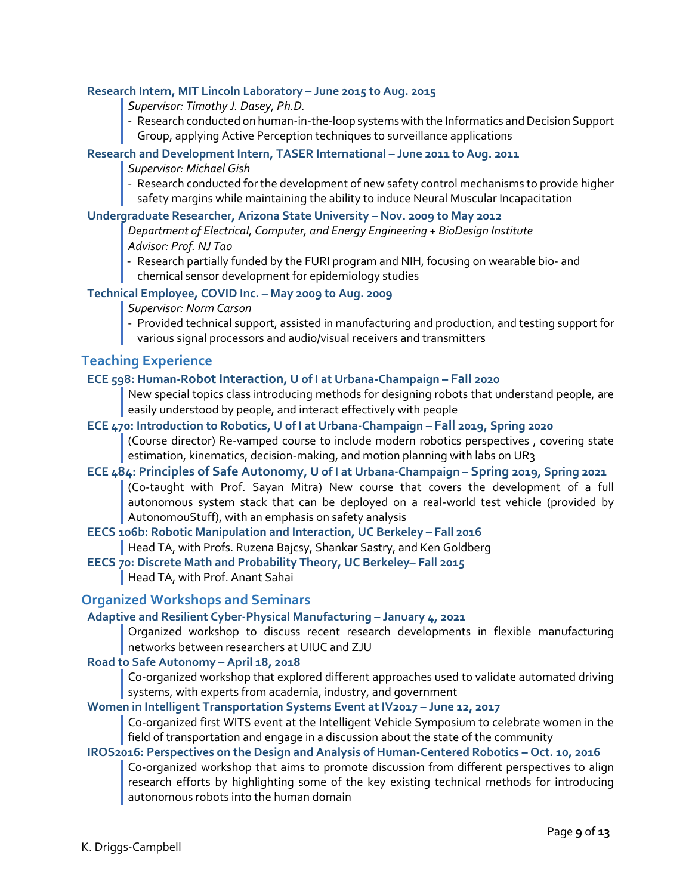**Research Intern, MIT Lincoln Laboratory – June 2015 to Aug. 2015**

*Supervisor: Timothy J. Dasey, Ph.D.*

- Research conducted on human-in-the-loop systems with the Informatics and Decision Support Group, applying Active Perception techniques to surveillance applications

**Research and Development Intern, TASER International – June 2011 to Aug. 2011**

*Supervisor: Michael Gish*

- Research conducted for the development of new safety control mechanisms to provide higher safety margins while maintaining the ability to induce Neural Muscular Incapacitation

**Undergraduate Researcher, Arizona State University – Nov. 2009 to May 2012**

*Department of Electrical, Computer, and Energy Engineering + BioDesign Institute*
*Advisor: Prof. NJ Tao*

- Research partially funded by the FURI program and NIH, focusing on wearable bio- and chemical sensor development for epidemiology studies

**Technical Employee, COVID Inc. – May 2009 to Aug. 2009**

*Supervisor: Norm Carson*

- Provided technical support, assisted in manufacturing and production, and testing support for various signal processors and audio/visual receivers and transmitters

## Teaching Experience

**ECE 598: Human-Robot Interaction, U of I at Urbana-Champaign – Fall 2020**

New special topics class introducing methods for designing robots that understand people, are easily understood by people, and interact effectively with people

**ECE 470: Introduction to Robotics, U of I at Urbana-Champaign – Fall 2019, Spring 2020**

(Course director) Re-vamped course to include modern robotics perspectives , covering state estimation, kinematics, decision-making, and motion planning with labs on UR3

**ECE 484: Principles of Safe Autonomy, U of I at Urbana-Champaign – Spring 2019, Spring 2021**

(Co-taught with Prof. Sayan Mitra) New course that covers the development of a full autonomous system stack that can be deployed on a real-world test vehicle (provided by AutonomouStuff), with an emphasis on safety analysis

**EECS 106b: Robotic Manipulation and Interaction, UC Berkeley – Fall 2016**

Head TA, with Profs. Ruzena Bajcsy, Shankar Sastry, and Ken Goldberg

**EECS 70: Discrete Math and Probability Theory, UC Berkeley– Fall 2015**

Head TA, with Prof. Anant Sahai

## Organized Workshops and Seminars

**Adaptive and Resilient Cyber-Physical Manufacturing – January 4, 2021**

Organized workshop to discuss recent research developments in flexible manufacturing networks between researchers at UIUC and ZJU

**Road to Safe Autonomy – April 18, 2018**

Co-organized workshop that explored different approaches used to validate automated driving systems, with experts from academia, industry, and government

**Women in Intelligent Transportation Systems Event at IV2017 – June 12, 2017**

Co-organized first WITS event at the Intelligent Vehicle Symposium to celebrate women in the field of transportation and engage in a discussion about the state of the community

**IROS2016: Perspectives on the Design and Analysis of Human-Centered Robotics – Oct. 10, 2016**

Co-organized workshop that aims to promote discussion from different perspectives to align research efforts by highlighting some of the key existing technical methods for introducing autonomous robots into the human domain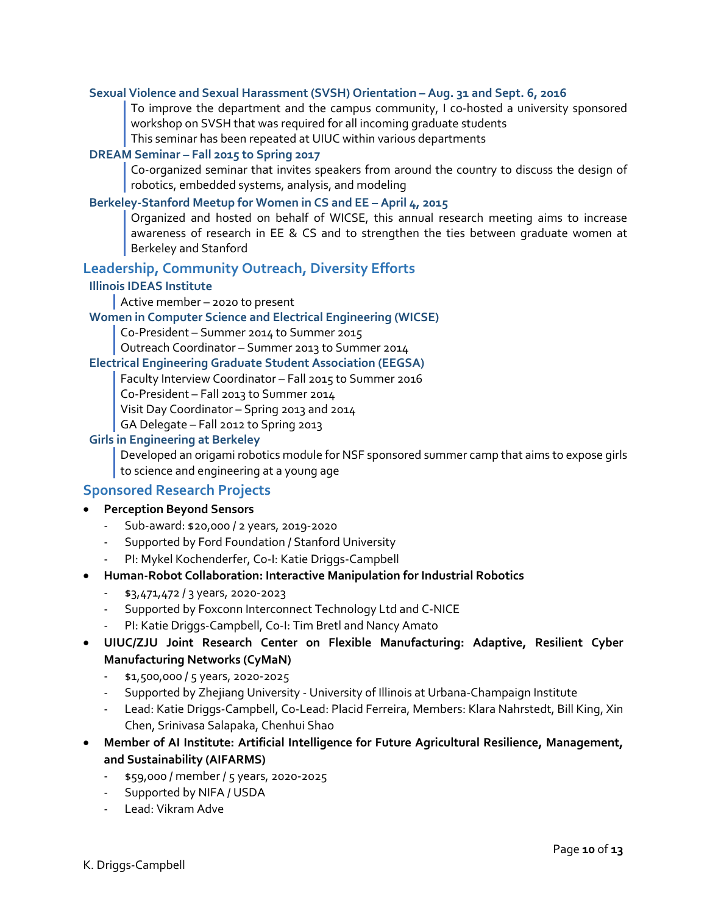**Sexual Violence and Sexual Harassment (SVSH) Orientation – Aug. 31 and Sept. 6, 2016**

To improve the department and the campus community, I co-hosted a university sponsored workshop on SVSH that was required for all incoming graduate students

This seminar has been repeated at UIUC within various departments

**DREAM Seminar – Fall 2015 to Spring 2017**

Co-organized seminar that invites speakers from around the country to discuss the design of robotics, embedded systems, analysis, and modeling

**Berkeley-Stanford Meetup for Women in CS and EE – April 4, 2015**

Organized and hosted on behalf of WICSE, this annual research meeting aims to increase awareness of research in EE & CS and to strengthen the ties between graduate women at Berkeley and Stanford

## Leadership, Community Outreach, Diversity Efforts

**Illinois IDEAS Institute**

Active member – 2020 to present

**Women in Computer Science and Electrical Engineering (WICSE)**

Co-President – Summer 2014 to Summer 2015

Outreach Coordinator – Summer 2013 to Summer 2014

**Electrical Engineering Graduate Student Association (EEGSA)**

Faculty Interview Coordinator – Fall 2015 to Summer 2016

Co-President – Fall 2013 to Summer 2014

Visit Day Coordinator – Spring 2013 and 2014

GA Delegate – Fall 2012 to Spring 2013

**Girls in Engineering at Berkeley**

Developed an origami robotics module for NSF sponsored summer camp that aims to expose girls to science and engineering at a young age

## Sponsored Research Projects

- **Perception Beyond Sensors**
  - Sub-award: $20,000 / 2 years, 2019-2020
  - Supported by Ford Foundation / Stanford University
  - PI: Mykel Kochenderfer, Co-I: Katie Driggs-Campbell
- **Human-Robot Collaboration: Interactive Manipulation for Industrial Robotics**
  - $3,471,472 / 3 years, 2020-2023
  - Supported by Foxconn Interconnect Technology Ltd and C-NICE
  - PI: Katie Driggs-Campbell, Co-I: Tim Bretl and Nancy Amato
- **UIUC/ZJU Joint Research Center on Flexible Manufacturing: Adaptive, Resilient Cyber Manufacturing Networks (CyMaN)**
  - $1,500,000 / 5 years, 2020-2025
  - Supported by Zhejiang University - University of Illinois at Urbana-Champaign Institute
  - Lead: Katie Driggs-Campbell, Co-Lead: Placid Ferreira, Members: Klara Nahrstedt, Bill King, Xin Chen, Srinivasa Salapaka, Chenhui Shao
- **Member of AI Institute: Artificial Intelligence for Future Agricultural Resilience, Management, and Sustainability (AIFARMS)**
  - $59,000 / member / 5 years, 2020-2025
  - Supported by NIFA / USDA
  - Lead: Vikram Adve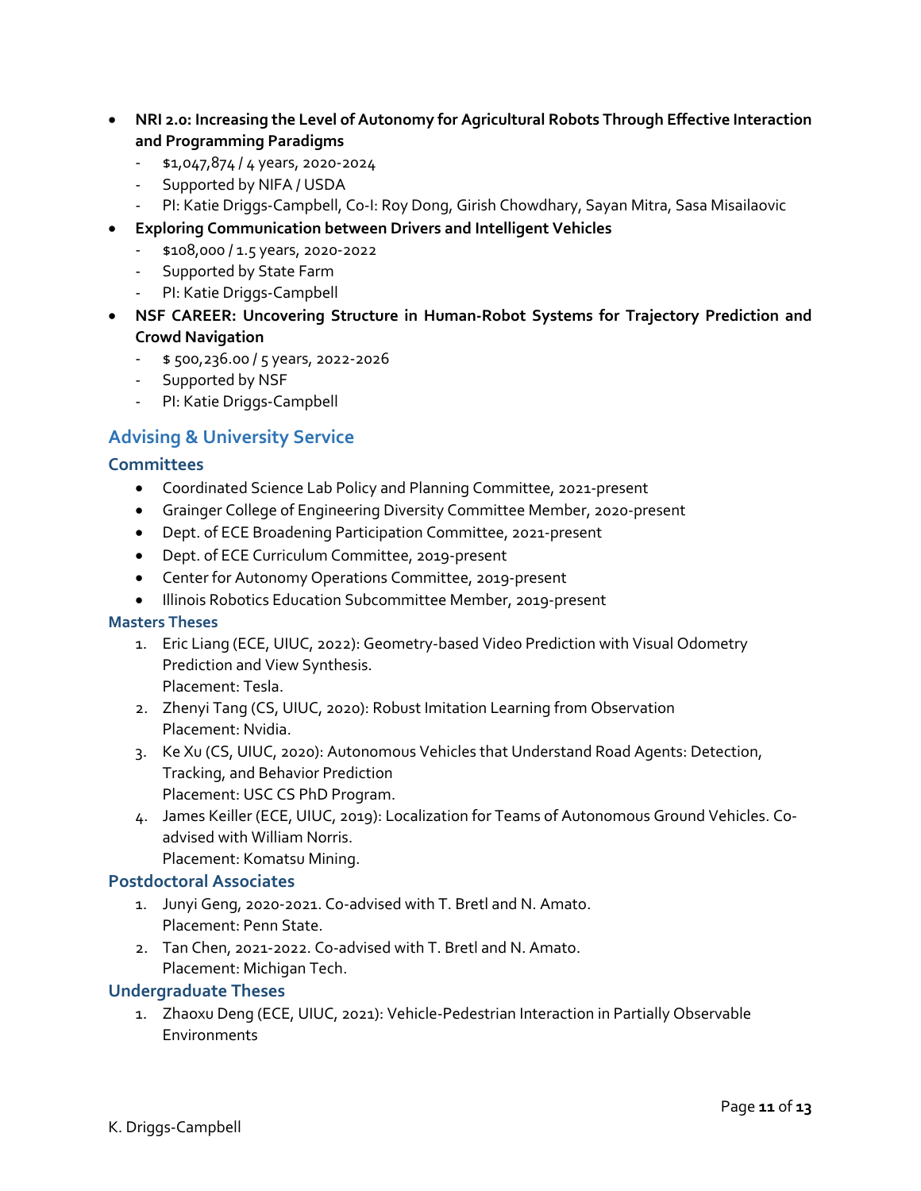- **NRI 2.0: Increasing the Level of Autonomy for Agricultural Robots Through Effective Interaction and Programming Paradigms**
  - $1,047,874 / 4 years, 2020-2024
  - Supported by NIFA / USDA
  - PI: Katie Driggs-Campbell, Co-I: Roy Dong, Girish Chowdhary, Sayan Mitra, Sasa Misailaovic
- **Exploring Communication between Drivers and Intelligent Vehicles**
  - $108,000 / 1.5 years, 2020-2022
  - Supported by State Farm
  - PI: Katie Driggs-Campbell
- **NSF CAREER: Uncovering Structure in Human-Robot Systems for Trajectory Prediction and Crowd Navigation**
  - $ 500,236.00 / 5 years, 2022-2026
  - Supported by NSF
  - PI: Katie Driggs-Campbell

## Advising & University Service

### Committees

- Coordinated Science Lab Policy and Planning Committee, 2021-present
- Grainger College of Engineering Diversity Committee Member, 2020-present
- Dept. of ECE Broadening Participation Committee, 2021-present
- Dept. of ECE Curriculum Committee, 2019-present
- Center for Autonomy Operations Committee, 2019-present
- Illinois Robotics Education Subcommittee Member, 2019-present

### Masters Theses

1. Eric Liang (ECE, UIUC, 2022): Geometry-based Video Prediction with Visual Odometry Prediction and View Synthesis.
   Placement: Tesla.
2. Zhenyi Tang (CS, UIUC, 2020): Robust Imitation Learning from Observation
   Placement: Nvidia.
3. Ke Xu (CS, UIUC, 2020): Autonomous Vehicles that Understand Road Agents: Detection, Tracking, and Behavior Prediction
   Placement: USC CS PhD Program.
4. James Keiller (ECE, UIUC, 2019): Localization for Teams of Autonomous Ground Vehicles. Co-advised with William Norris.
   Placement: Komatsu Mining.

### Postdoctoral Associates

1. Junyi Geng, 2020-2021. Co-advised with T. Bretl and N. Amato.
   Placement: Penn State.
2. Tan Chen, 2021-2022. Co-advised with T. Bretl and N. Amato.
   Placement: Michigan Tech.

### Undergraduate Theses

1. Zhaoxu Deng (ECE, UIUC, 2021): Vehicle-Pedestrian Interaction in Partially Observable Environments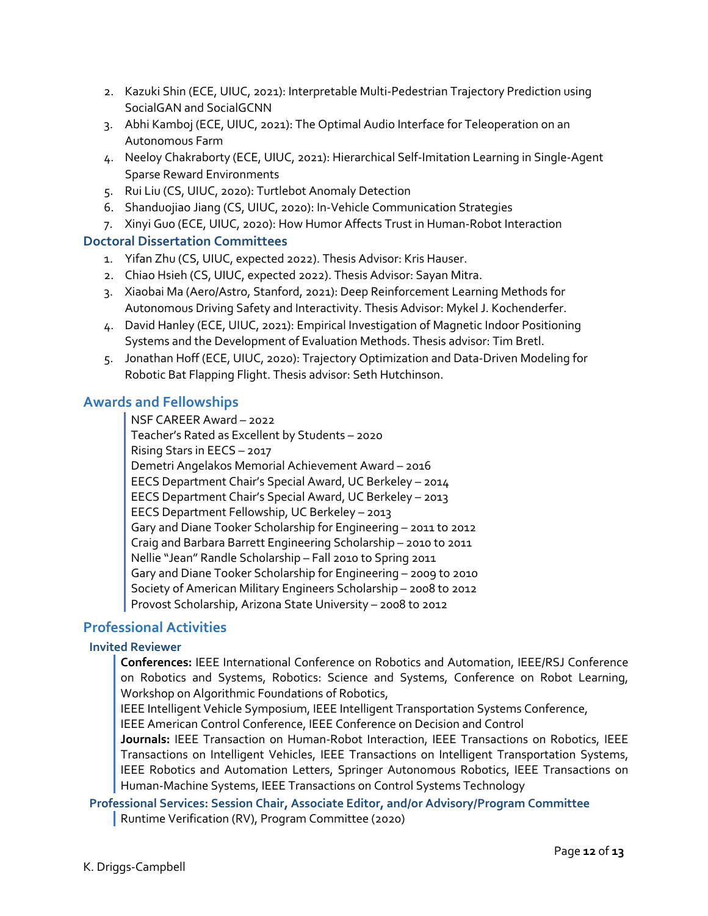2. Kazuki Shin (ECE, UIUC, 2021): Interpretable Multi-Pedestrian Trajectory Prediction using SocialGAN and SocialGCNN
3. Abhi Kamboj (ECE, UIUC, 2021): The Optimal Audio Interface for Teleoperation on an Autonomous Farm
4. Neeloy Chakraborty (ECE, UIUC, 2021): Hierarchical Self-Imitation Learning in Single-Agent Sparse Reward Environments
5. Rui Liu (CS, UIUC, 2020): Turtlebot Anomaly Detection
6. Shanduojiao Jiang (CS, UIUC, 2020): In-Vehicle Communication Strategies
7. Xinyi Guo (ECE, UIUC, 2020): How Humor Affects Trust in Human-Robot Interaction

### Doctoral Dissertation Committees

1. Yifan Zhu (CS, UIUC, expected 2022). Thesis Advisor: Kris Hauser.
2. Chiao Hsieh (CS, UIUC, expected 2022). Thesis Advisor: Sayan Mitra.
3. Xiaobai Ma (Aero/Astro, Stanford, 2021): Deep Reinforcement Learning Methods for Autonomous Driving Safety and Interactivity. Thesis Advisor: Mykel J. Kochenderfer.
4. David Hanley (ECE, UIUC, 2021): Empirical Investigation of Magnetic Indoor Positioning Systems and the Development of Evaluation Methods. Thesis advisor: Tim Bretl.
5. Jonathan Hoff (ECE, UIUC, 2020): Trajectory Optimization and Data-Driven Modeling for Robotic Bat Flapping Flight. Thesis advisor: Seth Hutchinson.

## Awards and Fellowships

NSF CAREER Award – 2022
Teacher's Rated as Excellent by Students – 2020
Rising Stars in EECS – 2017
Demetri Angelakos Memorial Achievement Award – 2016
EECS Department Chair's Special Award, UC Berkeley – 2014
EECS Department Chair's Special Award, UC Berkeley – 2013
EECS Department Fellowship, UC Berkeley – 2013
Gary and Diane Tooker Scholarship for Engineering – 2011 to 2012
Craig and Barbara Barrett Engineering Scholarship – 2010 to 2011
Nellie "Jean" Randle Scholarship – Fall 2010 to Spring 2011
Gary and Diane Tooker Scholarship for Engineering – 2009 to 2010
Society of American Military Engineers Scholarship – 2008 to 2012
Provost Scholarship, Arizona State University – 2008 to 2012

## Professional Activities

### Invited Reviewer

**Conferences:** IEEE International Conference on Robotics and Automation, IEEE/RSJ Conference on Robotics and Systems, Robotics: Science and Systems, Conference on Robot Learning, Workshop on Algorithmic Foundations of Robotics,
IEEE Intelligent Vehicle Symposium, IEEE Intelligent Transportation Systems Conference,
IEEE American Control Conference, IEEE Conference on Decision and Control
**Journals:** IEEE Transaction on Human-Robot Interaction, IEEE Transactions on Robotics, IEEE Transactions on Intelligent Vehicles, IEEE Transactions on Intelligent Transportation Systems, IEEE Robotics and Automation Letters, Springer Autonomous Robotics, IEEE Transactions on Human-Machine Systems, IEEE Transactions on Control Systems Technology

### Professional Services: Session Chair, Associate Editor, and/or Advisory/Program Committee

Runtime Verification (RV), Program Committee (2020)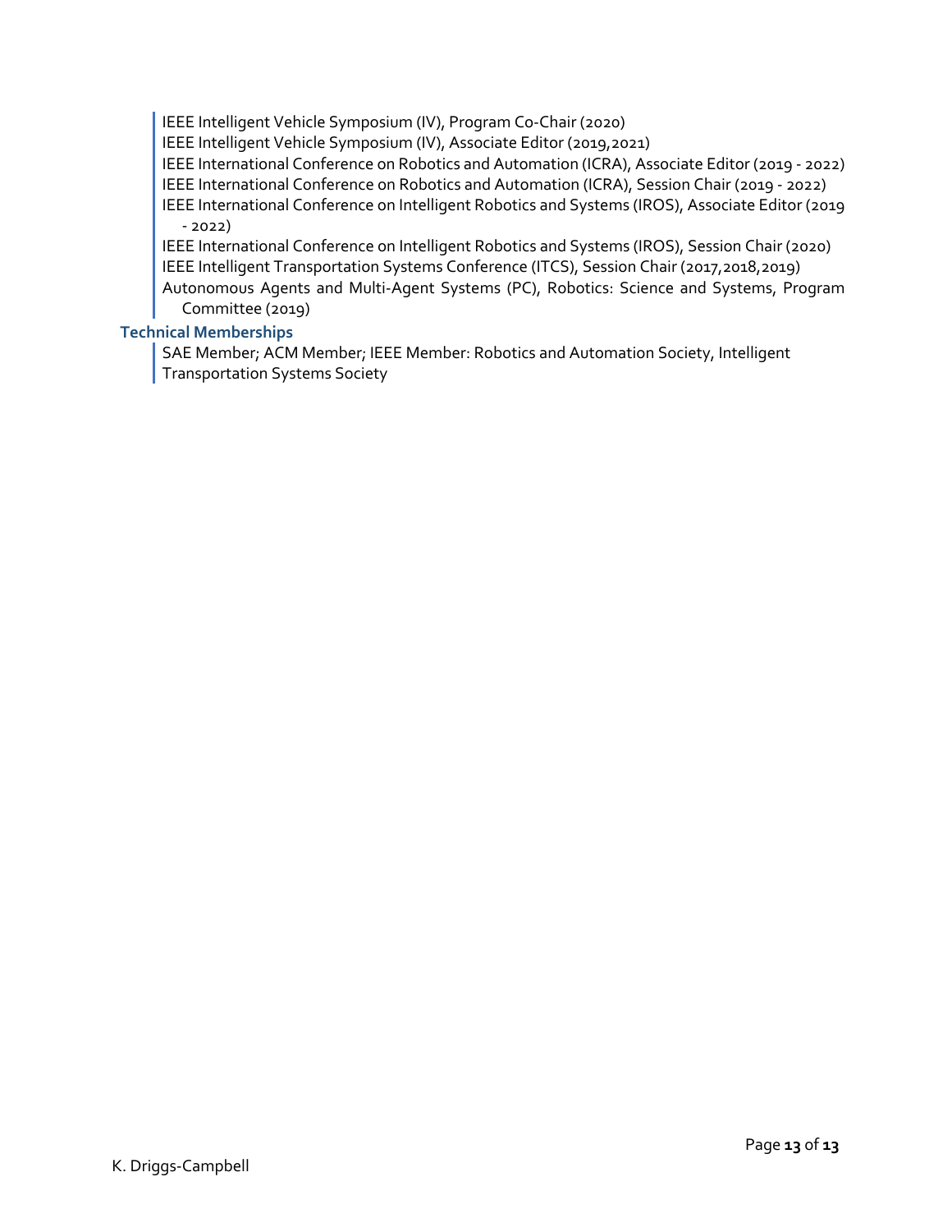IEEE Intelligent Vehicle Symposium (IV), Program Co-Chair (2020)
IEEE Intelligent Vehicle Symposium (IV), Associate Editor (2019,2021)
IEEE International Conference on Robotics and Automation (ICRA), Associate Editor (2019 - 2022)
IEEE International Conference on Robotics and Automation (ICRA), Session Chair (2019 - 2022)
IEEE International Conference on Intelligent Robotics and Systems (IROS), Associate Editor (2019 - 2022)
IEEE International Conference on Intelligent Robotics and Systems (IROS), Session Chair (2020)
IEEE Intelligent Transportation Systems Conference (ITCS), Session Chair (2017,2018,2019)
Autonomous Agents and Multi-Agent Systems (PC), Robotics: Science and Systems, Program Committee (2019)

### Technical Memberships

SAE Member; ACM Member; IEEE Member: Robotics and Automation Society, Intelligent Transportation Systems Society